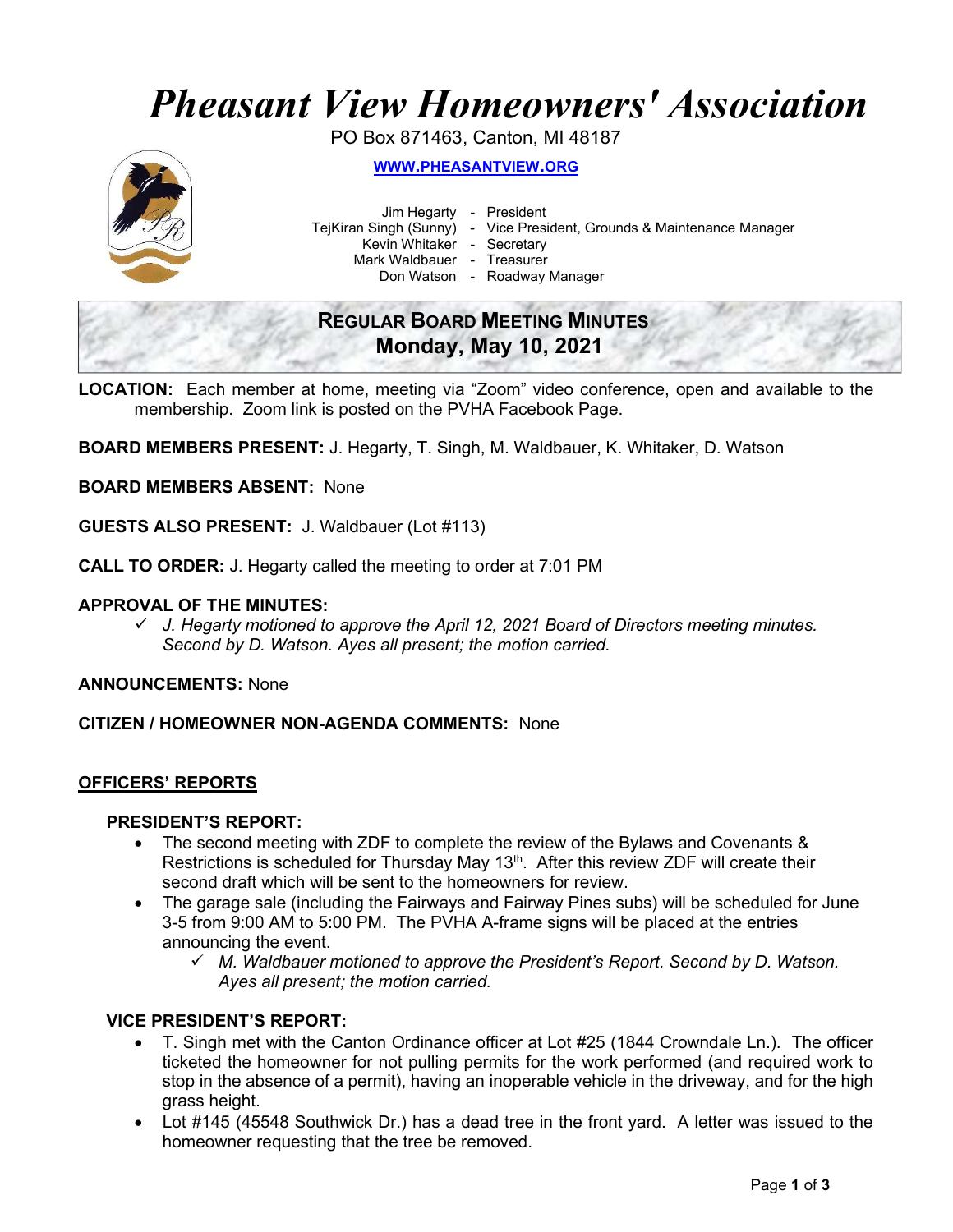# *Pheasant View Homeowners' Association*

PO Box 871463, Canton, MI 48187

**[WWW.PHEASANTVIEW.ORG](http://WWW.PHEASANTVIEW.ORG)**

| | | |
|---|---|---|
| Jim Hegarty | - | President |
| TejKiran Singh (Sunny) | - | Vice President, Grounds & Maintenance Manager |
| Kevin Whitaker | - | Secretary |
| Mark Waldbauer | - | Treasurer |
| Don Watson | - | Roadway Manager |

## REGULAR BOARD MEETING MINUTES
## Monday, May 10, 2021

**LOCATION:** Each member at home, meeting via "Zoom" video conference, open and available to the membership. Zoom link is posted on the PVHA Facebook Page.

**BOARD MEMBERS PRESENT:** J. Hegarty, T. Singh, M. Waldbauer, K. Whitaker, D. Watson

**BOARD MEMBERS ABSENT:** None

**GUESTS ALSO PRESENT:** J. Waldbauer (Lot #113)

**CALL TO ORDER:** J. Hegarty called the meeting to order at 7:01 PM

**APPROVAL OF THE MINUTES:**

- ✓ *J. Hegarty motioned to approve the April 12, 2021 Board of Directors meeting minutes. Second by D. Watson. Ayes all present; the motion carried.*

**ANNOUNCEMENTS:** None

**CITIZEN / HOMEOWNER NON-AGENDA COMMENTS:** None

## OFFICERS' REPORTS

### PRESIDENT'S REPORT:

- The second meeting with ZDF to complete the review of the Bylaws and Covenants & Restrictions is scheduled for Thursday May 13th. After this review ZDF will create their second draft which will be sent to the homeowners for review.
- The garage sale (including the Fairways and Fairway Pines subs) will be scheduled for June 3-5 from 9:00 AM to 5:00 PM. The PVHA A-frame signs will be placed at the entries announcing the event.
  - ✓ *M. Waldbauer motioned to approve the President's Report. Second by D. Watson. Ayes all present; the motion carried.*

### VICE PRESIDENT'S REPORT:

- T. Singh met with the Canton Ordinance officer at Lot #25 (1844 Crowndale Ln.). The officer ticketed the homeowner for not pulling permits for the work performed (and required work to stop in the absence of a permit), having an inoperable vehicle in the driveway, and for the high grass height.
- Lot #145 (45548 Southwick Dr.) has a dead tree in the front yard. A letter was issued to the homeowner requesting that the tree be removed.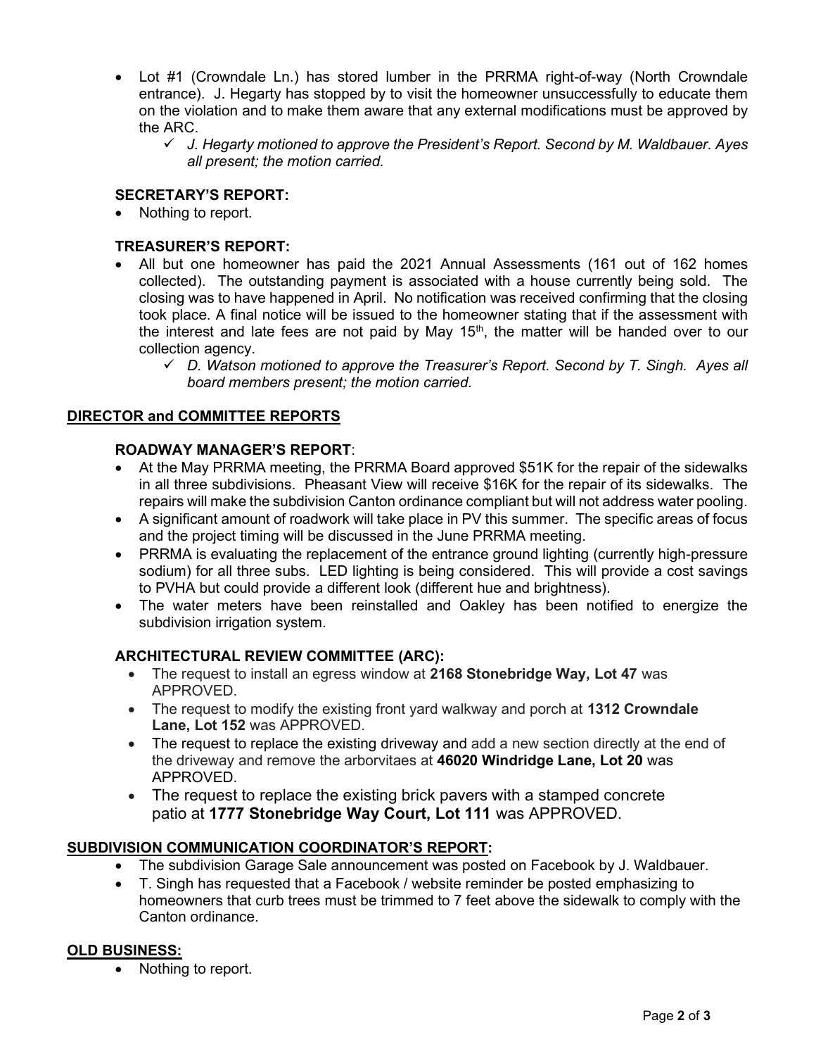- Lot #1 (Crowndale Ln.) has stored lumber in the PRRMA right-of-way (North Crowndale entrance). J. Hegarty has stopped by to visit the homeowner unsuccessfully to educate them on the violation and to make them aware that any external modifications must be approved by the ARC.
  - ✓ *J. Hegarty motioned to approve the President's Report. Second by M. Waldbauer. Ayes all present; the motion carried.*

### SECRETARY'S REPORT:

- Nothing to report.

### TREASURER'S REPORT:

- All but one homeowner has paid the 2021 Annual Assessments (161 out of 162 homes collected). The outstanding payment is associated with a house currently being sold. The closing was to have happened in April. No notification was received confirming that the closing took place. A final notice will be issued to the homeowner stating that if the assessment with the interest and late fees are not paid by May 15th, the matter will be handed over to our collection agency.
  - ✓ *D. Watson motioned to approve the Treasurer's Report. Second by T. Singh. Ayes all board members present; the motion carried.*

## DIRECTOR and COMMITTEE REPORTS

### ROADWAY MANAGER'S REPORT:

- At the May PRRMA meeting, the PRRMA Board approved $51K for the repair of the sidewalks in all three subdivisions. Pheasant View will receive $16K for the repair of its sidewalks. The repairs will make the subdivision Canton ordinance compliant but will not address water pooling.
- A significant amount of roadwork will take place in PV this summer. The specific areas of focus and the project timing will be discussed in the June PRRMA meeting.
- PRRMA is evaluating the replacement of the entrance ground lighting (currently high-pressure sodium) for all three subs. LED lighting is being considered. This will provide a cost savings to PVHA but could provide a different look (different hue and brightness).
- The water meters have been reinstalled and Oakley has been notified to energize the subdivision irrigation system.

### ARCHITECTURAL REVIEW COMMITTEE (ARC):

- The request to install an egress window at **2168 Stonebridge Way, Lot 47** was APPROVED.
- The request to modify the existing front yard walkway and porch at **1312 Crowndale Lane, Lot 152** was APPROVED.
- The request to replace the existing driveway and add a new section directly at the end of the driveway and remove the arborvitaes at **46020 Windridge Lane, Lot 20** was APPROVED.
- The request to replace the existing brick pavers with a stamped concrete patio at **1777 Stonebridge Way Court, Lot 111** was APPROVED.

## SUBDIVISION COMMUNICATION COORDINATOR'S REPORT:

- The subdivision Garage Sale announcement was posted on Facebook by J. Waldbauer.
- T. Singh has requested that a Facebook / website reminder be posted emphasizing to homeowners that curb trees must be trimmed to 7 feet above the sidewalk to comply with the Canton ordinance.

## OLD BUSINESS:

- Nothing to report.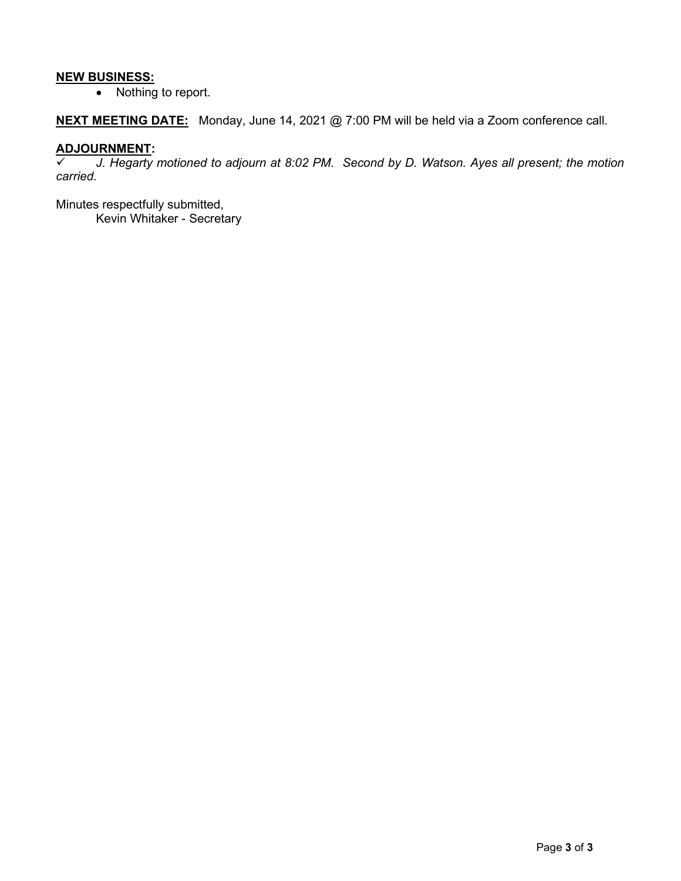**NEW BUSINESS:**

- Nothing to report.

**NEXT MEETING DATE:** Monday, June 14, 2021 @ 7:00 PM will be held via a Zoom conference call.

**ADJOURNMENT:**

✓ *J. Hegarty motioned to adjourn at 8:02 PM. Second by D. Watson. Ayes all present; the motion carried.*

Minutes respectfully submitted,
Kevin Whitaker - Secretary